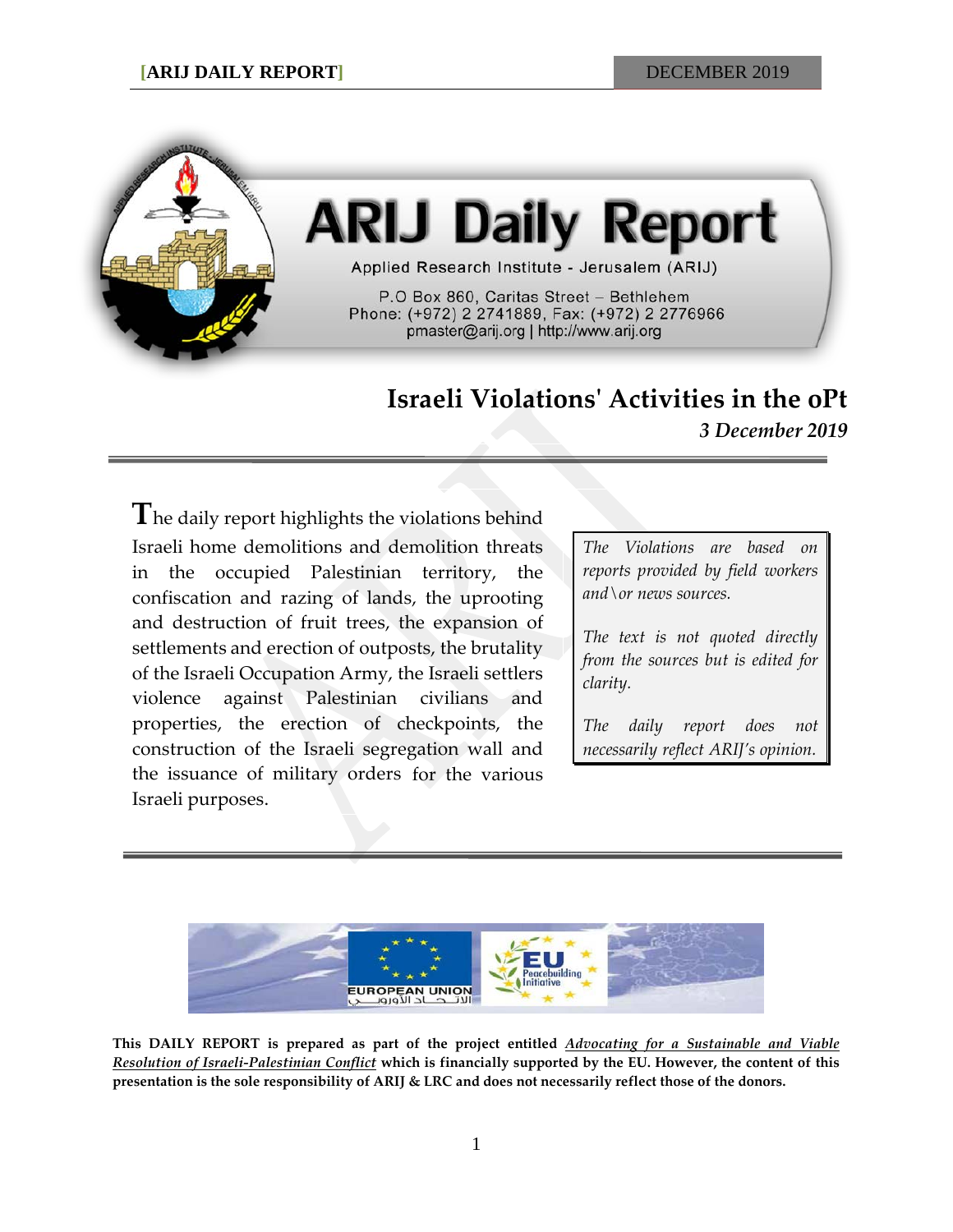# ARIJ Daily Report

Applied Research Institute - Jerusalem (ARIJ)

P.O Box 860, Caritas Street – Bethlehem
Phone: (+972) 2 2741889, Fax: (+972) 2 2776966
pmaster@arij.org | http://www.arij.org

## Israeli Violations' Activities in the oPt

***3 December 2019***

The daily report highlights the violations behind Israeli home demolitions and demolition threats in the occupied Palestinian territory, the confiscation and razing of lands, the uprooting and destruction of fruit trees, the expansion of settlements and erection of outposts, the brutality of the Israeli Occupation Army, the Israeli settlers violence against Palestinian civilians and properties, the erection of checkpoints, the construction of the Israeli segregation wall and the issuance of military orders for the various Israeli purposes.

*The Violations are based on reports provided by field workers and\or news sources.*

*The text is not quoted directly from the sources but is edited for clarity.*

*The daily report does not necessarily reflect ARIJ's opinion.*

EUROPEAN UNION الاتحاد الأوروبي

EU Peacebuilding Initiative

**This DAILY REPORT is prepared as part of the project entitled *Advocating for a Sustainable and Viable Resolution of Israeli-Palestinian Conflict* which is financially supported by the EU. However, the content of this presentation is the sole responsibility of ARIJ & LRC and does not necessarily reflect those of the donors.**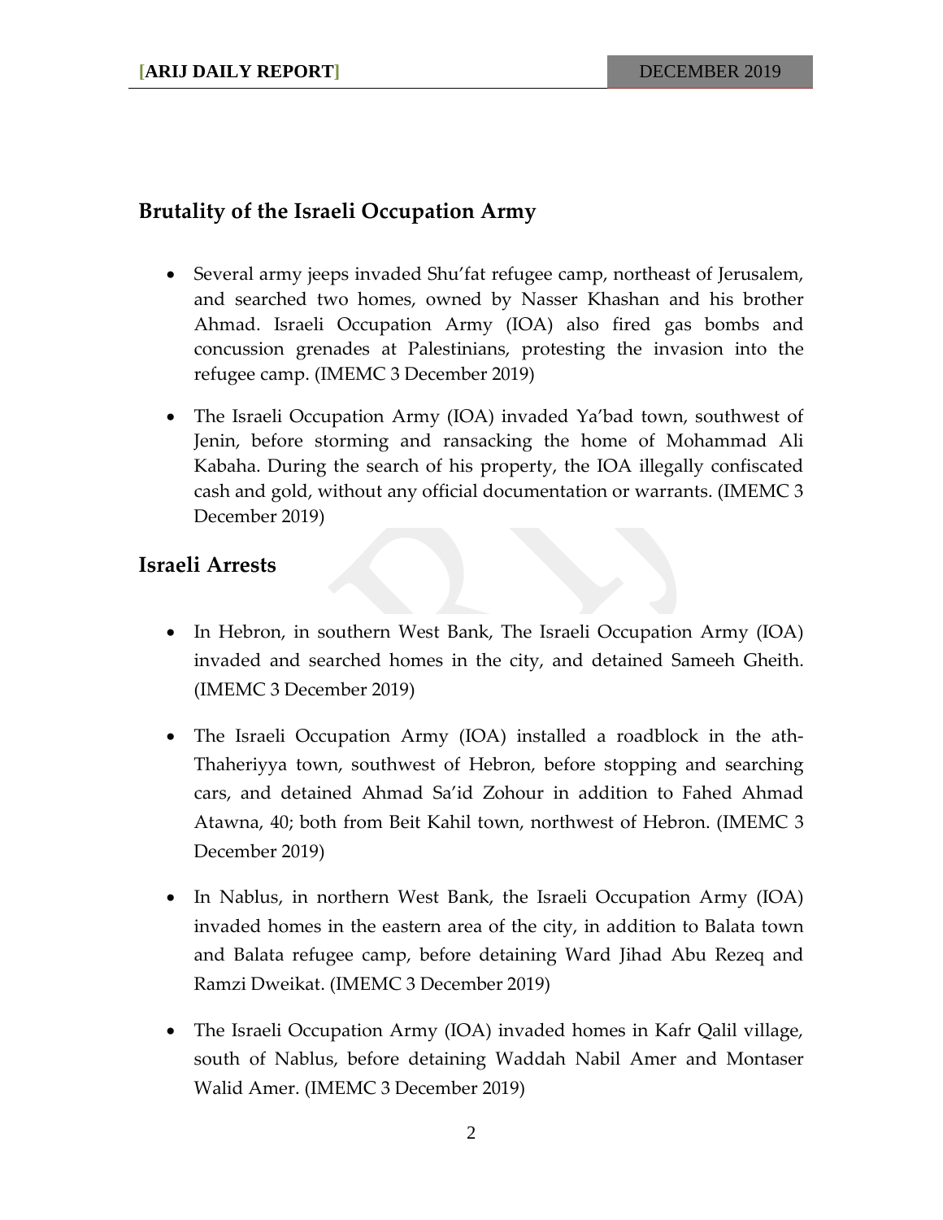## Brutality of the Israeli Occupation Army

- Several army jeeps invaded Shu'fat refugee camp, northeast of Jerusalem, and searched two homes, owned by Nasser Khashan and his brother Ahmad. Israeli Occupation Army (IOA) also fired gas bombs and concussion grenades at Palestinians, protesting the invasion into the refugee camp. (IMEMC 3 December 2019)
- The Israeli Occupation Army (IOA) invaded Ya'bad town, southwest of Jenin, before storming and ransacking the home of Mohammad Ali Kabaha. During the search of his property, the IOA illegally confiscated cash and gold, without any official documentation or warrants. (IMEMC 3 December 2019)

## Israeli Arrests

- In Hebron, in southern West Bank, The Israeli Occupation Army (IOA) invaded and searched homes in the city, and detained Sameeh Gheith. (IMEMC 3 December 2019)
- The Israeli Occupation Army (IOA) installed a roadblock in the ath-Thaheriyya town, southwest of Hebron, before stopping and searching cars, and detained Ahmad Sa'id Zohour in addition to Fahed Ahmad Atawna, 40; both from Beit Kahil town, northwest of Hebron. (IMEMC 3 December 2019)
- In Nablus, in northern West Bank, the Israeli Occupation Army (IOA) invaded homes in the eastern area of the city, in addition to Balata town and Balata refugee camp, before detaining Ward Jihad Abu Rezeq and Ramzi Dweikat. (IMEMC 3 December 2019)
- The Israeli Occupation Army (IOA) invaded homes in Kafr Qalil village, south of Nablus, before detaining Waddah Nabil Amer and Montaser Walid Amer. (IMEMC 3 December 2019)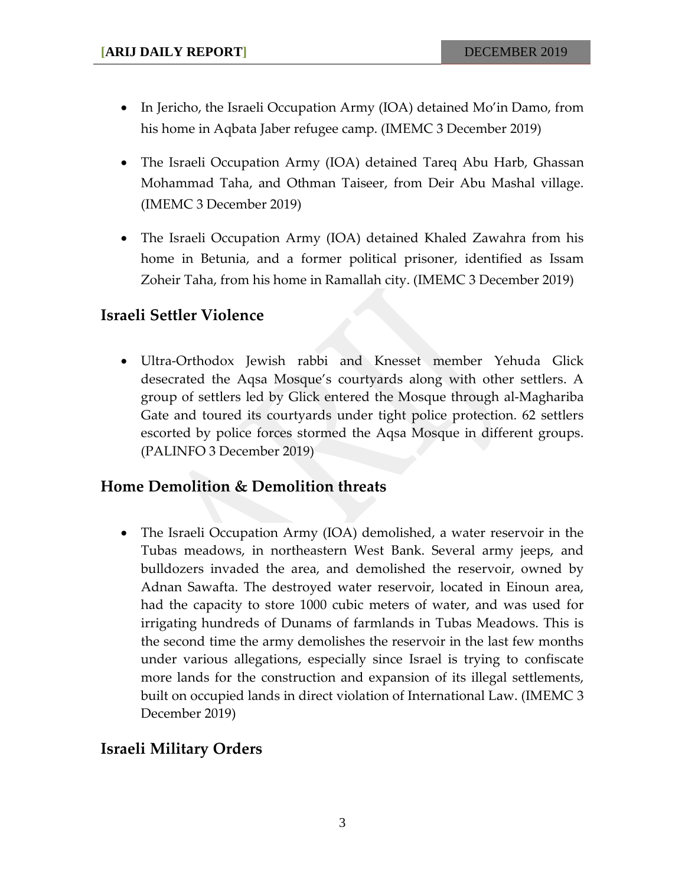- In Jericho, the Israeli Occupation Army (IOA) detained Mo'in Damo, from his home in Aqbata Jaber refugee camp. (IMEMC 3 December 2019)

- The Israeli Occupation Army (IOA) detained Tareq Abu Harb, Ghassan Mohammad Taha, and Othman Taiseer, from Deir Abu Mashal village. (IMEMC 3 December 2019)

- The Israeli Occupation Army (IOA) detained Khaled Zawahra from his home in Betunia, and a former political prisoner, identified as Issam Zoheir Taha, from his home in Ramallah city. (IMEMC 3 December 2019)

## Israeli Settler Violence

- Ultra-Orthodox Jewish rabbi and Knesset member Yehuda Glick desecrated the Aqsa Mosque's courtyards along with other settlers. A group of settlers led by Glick entered the Mosque through al-Maghariba Gate and toured its courtyards under tight police protection. 62 settlers escorted by police forces stormed the Aqsa Mosque in different groups. (PALINFO 3 December 2019)

## Home Demolition & Demolition threats

- The Israeli Occupation Army (IOA) demolished, a water reservoir in the Tubas meadows, in northeastern West Bank. Several army jeeps, and bulldozers invaded the area, and demolished the reservoir, owned by Adnan Sawafta. The destroyed water reservoir, located in Einoun area, had the capacity to store 1000 cubic meters of water, and was used for irrigating hundreds of Dunams of farmlands in Tubas Meadows. This is the second time the army demolishes the reservoir in the last few months under various allegations, especially since Israel is trying to confiscate more lands for the construction and expansion of its illegal settlements, built on occupied lands in direct violation of International Law. (IMEMC 3 December 2019)

## Israeli Military Orders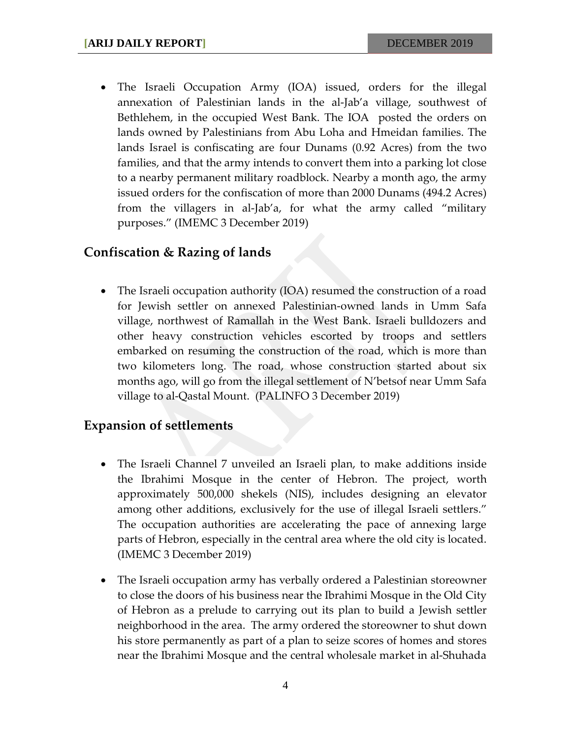- The Israeli Occupation Army (IOA) issued, orders for the illegal annexation of Palestinian lands in the al-Jab'a village, southwest of Bethlehem, in the occupied West Bank. The IOA posted the orders on lands owned by Palestinians from Abu Loha and Hmeidan families. The lands Israel is confiscating are four Dunams (0.92 Acres) from the two families, and that the army intends to convert them into a parking lot close to a nearby permanent military roadblock. Nearby a month ago, the army issued orders for the confiscation of more than 2000 Dunams (494.2 Acres) from the villagers in al-Jab'a, for what the army called "military purposes." (IMEMC 3 December 2019)

## Confiscation & Razing of lands

- The Israeli occupation authority (IOA) resumed the construction of a road for Jewish settler on annexed Palestinian-owned lands in Umm Safa village, northwest of Ramallah in the West Bank. Israeli bulldozers and other heavy construction vehicles escorted by troops and settlers embarked on resuming the construction of the road, which is more than two kilometers long. The road, whose construction started about six months ago, will go from the illegal settlement of N'betsof near Umm Safa village to al-Qastal Mount. (PALINFO 3 December 2019)

## Expansion of settlements

- The Israeli Channel 7 unveiled an Israeli plan, to make additions inside the Ibrahimi Mosque in the center of Hebron. The project, worth approximately 500,000 shekels (NIS), includes designing an elevator among other additions, exclusively for the use of illegal Israeli settlers." The occupation authorities are accelerating the pace of annexing large parts of Hebron, especially in the central area where the old city is located. (IMEMC 3 December 2019)

- The Israeli occupation army has verbally ordered a Palestinian storeowner to close the doors of his business near the Ibrahimi Mosque in the Old City of Hebron as a prelude to carrying out its plan to build a Jewish settler neighborhood in the area. The army ordered the storeowner to shut down his store permanently as part of a plan to seize scores of homes and stores near the Ibrahimi Mosque and the central wholesale market in al-Shuhada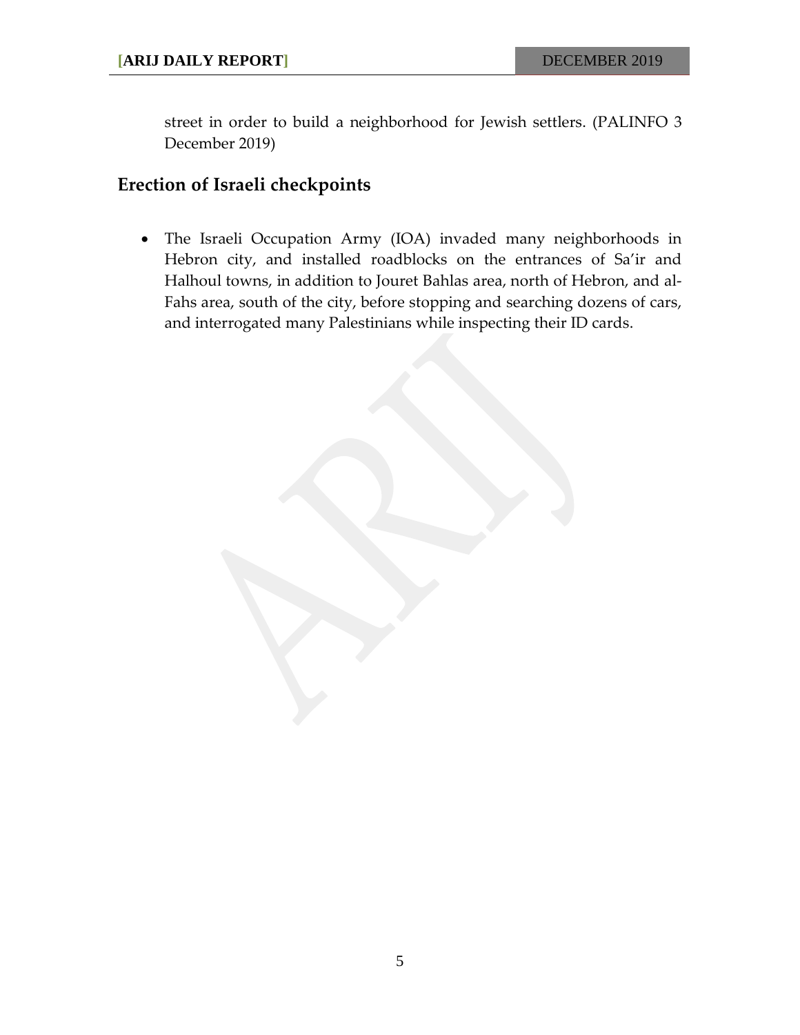street in order to build a neighborhood for Jewish settlers. (PALINFO 3 December 2019)

## Erection of Israeli checkpoints

- The Israeli Occupation Army (IOA) invaded many neighborhoods in Hebron city, and installed roadblocks on the entrances of Sa'ir and Halhoul towns, in addition to Jouret Bahlas area, north of Hebron, and al-Fahs area, south of the city, before stopping and searching dozens of cars, and interrogated many Palestinians while inspecting their ID cards.